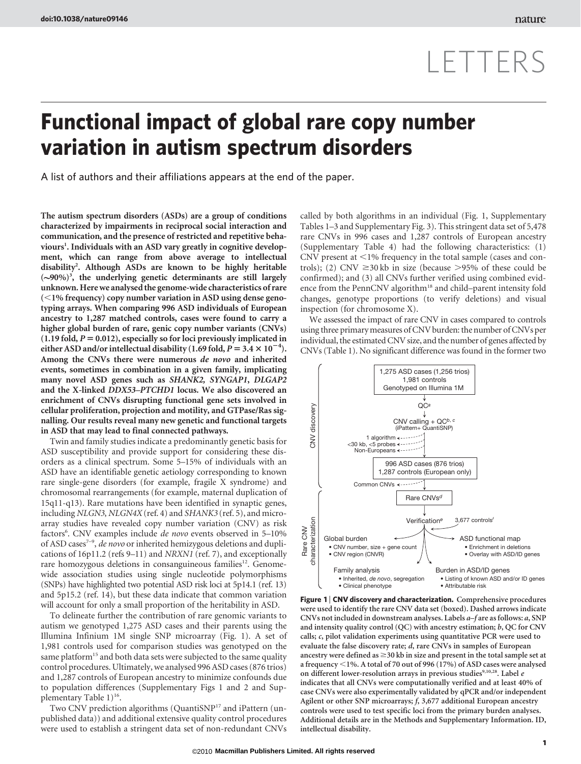LETTERS

# Functional impact of global rare copy number variation in autism spectrum disorders

A list of authors and their affiliations appears at the end of the paper.

**The autism spectrum disorders (ASDs) are a group of conditions characterized by impairments in reciprocal social interaction and communication, and the presence of restricted and repetitive behaviours[1]. Individuals with an ASD vary greatly in cognitive development, which can range from above average to intellectual disability[2]. Although ASDs are known to be highly heritable (~90%)[3], the underlying genetic determinants are still largely unknown. Here we analysed the genome-wide characteristics of rare (<1% frequency) copy number variation in ASD using dense genotyping arrays. When comparing 996 ASD individuals of European ancestry to 1,287 matched controls, cases were found to carry a higher global burden of rare, genic copy number variants (CNVs) (1.19 fold, $P = 0.012$), especially so for loci previously implicated in either ASD and/or intellectual disability (1.69 fold, $P = 3.4 \times 10^{-4}$). Among the CNVs there were numerous *de novo* and inherited events, sometimes in combination in a given family, implicating many novel ASD genes such as *SHANK2*, *SYNGAP1*, *DLGAP2* and the X-linked *DDX53–PTCHD1* locus. We also discovered an enrichment of CNVs disrupting functional gene sets involved in cellular proliferation, projection and motility, and GTPase/Ras signalling. Our results reveal many new genetic and functional targets in ASD that may lead to final connected pathways.**

Twin and family studies indicate a predominantly genetic basis for ASD susceptibility and provide support for considering these disorders as a clinical spectrum. Some 5–15% of individuals with an ASD have an identifiable genetic aetiology corresponding to known rare single-gene disorders (for example, fragile X syndrome) and chromosomal rearrangements (for example, maternal duplication of 15q11-q13). Rare mutations have been identified in synaptic genes, including *NLGN3*, *NLGN4X* (ref. 4) and *SHANK3* (ref. 5), and microarray studies have revealed copy number variation (CNV) as risk factors[6]. CNV examples include *de novo* events observed in 5–10% of ASD cases[7–9], *de novo* or inherited hemizygous deletions and duplications of 16p11.2 (refs 9–11) and *NRXN1* (ref. 7), and exceptionally rare homozygous deletions in consanguineous families[12]. Genome-wide association studies using single nucleotide polymorphisms (SNPs) have highlighted two potential ASD risk loci at 5p14.1 (ref. 13) and 5p15.2 (ref. 14), but these data indicate that common variation will account for only a small proportion of the heritability in ASD.

To delineate further the contribution of rare genomic variants to autism we genotyped 1,275 ASD cases and their parents using the Illumina Infinium 1M single SNP microarray (Fig. 1). A set of 1,981 controls used for comparison studies was genotyped on the same platform[15] and both data sets were subjected to the same quality control procedures. Ultimately, we analysed 996 ASD cases (876 trios) and 1,287 controls of European ancestry to minimize confounds due to population differences (Supplementary Figs 1 and 2 and Supplementary Table 1)[16].

Two CNV prediction algorithms (QuantiSNP[17] and iPattern (unpublished data)) and additional extensive quality control procedures were used to establish a stringent data set of non-redundant CNVs called by both algorithms in an individual (Fig. 1, Supplementary Tables 1–3 and Supplementary Fig. 3). This stringent data set of 5,478 rare CNVs in 996 cases and 1,287 controls of European ancestry (Supplementary Table 4) had the following characteristics: (1) CNV present at <1% frequency in the total sample (cases and controls); (2) CNV ≥30 kb in size (because >95% of these could be confirmed); and (3) all CNVs further verified using combined evidence from the PennCNV algorithm[18] and child–parent intensity fold changes, genotype proportions (to verify deletions) and visual inspection (for chromosome X).

We assessed the impact of rare CNV in cases compared to controls using three primary measures of CNV burden: the number of CNVs per individual, the estimated CNV size, and the number of genes affected by CNVs (Table 1). No significant difference was found in the former two

**Figure 1 | CNV discovery and characterization.** Comprehensive procedures were used to identify the rare CNV data set (boxed). Dashed arrows indicate CNVs not included in downstream analyses. Labels *a–f* are as follows: *a*, SNP and intensity quality control (QC) with ancestry estimation; *b*, QC for CNV calls; *c*, pilot validation experiments using quantitative PCR were used to evaluate the false discovery rate; *d*, rare CNVs in samples of European ancestry were defined as ≥30 kb in size and present in the total sample set at a frequency <1%. A total of 70 out of 996 (17%) of ASD cases were analysed on different lower-resolution arrays in previous studies[9,10,28]. Label *e* indicates that all CNVs were computationally verified and at least 40% of case CNVs were also experimentally validated by qPCR and/or independent Agilent or other SNP microarrays; *f*, 3,677 additional European ancestry controls were used to test specific loci from the primary burden analyses. Additional details are in the Methods and Supplementary Information. ID, intellectual disability.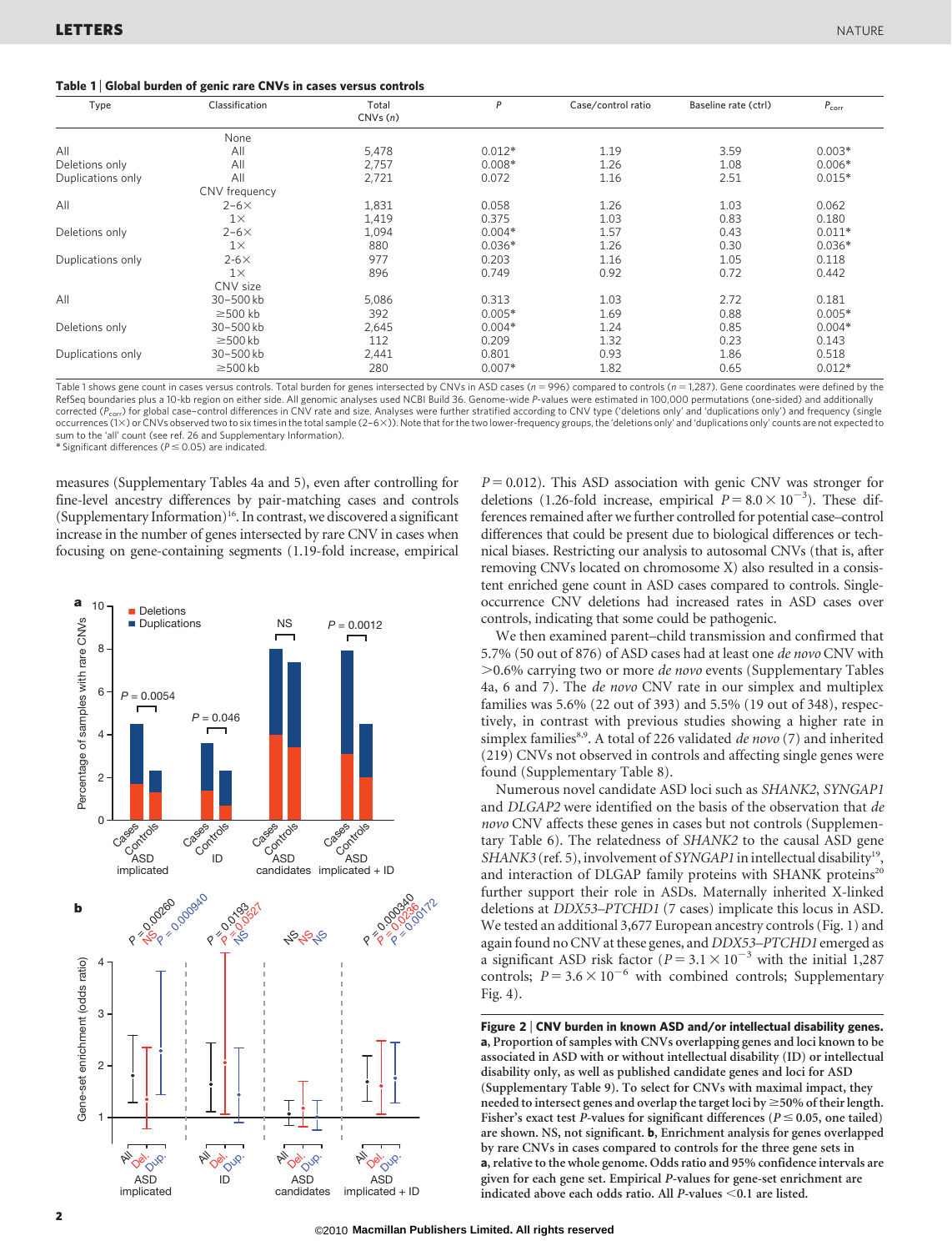**Table 1 | Global burden of genic rare CNVs in cases versus controls**

| Type | Classification | Total CNVs (n) | P | Case/control ratio | Baseline rate (ctrl) | $P_{corr}$ |
|---|---|---|---|---|---|---|
| | None | | | | | |
| All | All | 5,478 | 0.012* | 1.19 | 3.59 | 0.003* |
| Deletions only | All | 2,757 | 0.008* | 1.26 | 1.08 | 0.006* |
| Duplications only | All | 2,721 | 0.072 | 1.16 | 2.51 | 0.015* |
| | CNV frequency | | | | | |
| All | 2–6× | 1,831 | 0.058 | 1.26 | 1.03 | 0.062 |
| | 1× | 1,419 | 0.375 | 1.03 | 0.83 | 0.180 |
| Deletions only | 2–6× | 1,094 | 0.004* | 1.57 | 0.43 | 0.011* |
| | 1× | 880 | 0.036* | 1.26 | 0.30 | 0.036* |
| Duplications only | 2-6× | 977 | 0.203 | 1.16 | 1.05 | 0.118 |
| | 1× | 896 | 0.749 | 0.92 | 0.72 | 0.442 |
| | CNV size | | | | | |
| All | 30–500 kb | 5,086 | 0.313 | 1.03 | 2.72 | 0.181 |
| | ≥500 kb | 392 | 0.005* | 1.69 | 0.88 | 0.005* |
| Deletions only | 30–500 kb | 2,645 | 0.004* | 1.24 | 0.85 | 0.004* |
| | ≥500 kb | 112 | 0.209 | 1.32 | 0.23 | 0.143 |
| Duplications only | 30–500 kb | 2,441 | 0.801 | 0.93 | 1.86 | 0.518 |
| | ≥500 kb | 280 | 0.007* | 1.82 | 0.65 | 0.012* |

Table 1 shows gene count in cases versus controls. Total burden for genes intersected by CNVs in ASD cases ($n = 996$) compared to controls ($n = 1,287$). Gene coordinates were defined by the RefSeq boundaries plus a 10-kb region on either side. All genomic analyses used NCBI Build 36. Genome-wide P-values were estimated in 100,000 permutations (one-sided) and additionally corrected ($P_{corr}$) for global case–control differences in CNV rate and size. Analyses were further stratified according to CNV type ('deletions only' and 'duplications only') and frequency (single occurrences (1×) or CNVs observed two to six times in the total sample (2–6×)). Note that for the two lower-frequency groups, the 'deletions only' and 'duplications only' counts are not expected to sum to the 'all' count (see ref. 26 and Supplementary Information).
* Significant differences ($P \leq 0.05$) are indicated.

measures (Supplementary Tables 4a and 5), even after controlling for fine-level ancestry differences by pair-matching cases and controls (Supplementary Information)[16]. In contrast, we discovered a significant increase in the number of genes intersected by rare CNV in cases when focusing on gene-containing segments (1.19-fold increase, empirical $P = 0.012$). This ASD association with genic CNV was stronger for deletions (1.26-fold increase, empirical $P = 8.0 \times 10^{-3}$). These differences remained after we further controlled for potential case–control differences that could be present due to biological differences or technical biases. Restricting our analysis to autosomal CNVs (that is, after removing CNVs located on chromosome X) also resulted in a consistent enriched gene count in ASD cases compared to controls. Single-occurrence CNV deletions had increased rates in ASD cases over controls, indicating that some could be pathogenic.

We then examined parent–child transmission and confirmed that 5.7% (50 out of 876) of ASD cases had at least one *de novo* CNV with >0.6% carrying two or more *de novo* events (Supplementary Tables 4a, 6 and 7). The *de novo* CNV rate in our simplex and multiplex families was 5.6% (22 out of 393) and 5.5% (19 out of 348), respectively, in contrast with previous studies showing a higher rate in simplex families[8,9]. A total of 226 validated *de novo* (7) and inherited (219) CNVs not observed in controls and affecting single genes were found (Supplementary Table 8).

Numerous novel candidate ASD loci such as *SHANK2*, *SYNGAP1* and *DLGAP2* were identified on the basis of the observation that *de novo* CNV affects these genes in cases but not controls (Supplementary Table 6). The relatedness of *SHANK2* to the causal ASD gene *SHANK3* (ref. 5), involvement of *SYNGAP1* in intellectual disability[19], and interaction of DLGAP family proteins with SHANK proteins[20] further support their role in ASDs. Maternally inherited X-linked deletions at *DDX53*–*PTCHD1* (7 cases) implicate this locus in ASD. We tested an additional 3,677 European ancestry controls (Fig. 1) and again found no CNV at these genes, and *DDX53*–*PTCHD1* emerged as a significant ASD risk factor ($P = 3.1 \times 10^{-3}$ with the initial 1,287 controls; $P = 3.6 \times 10^{-6}$ with combined controls; Supplementary Fig. 4).

**Figure 2 | CNV burden in known ASD and/or intellectual disability genes.** **a**, Proportion of samples with CNVs overlapping genes and loci known to be associated in ASD with or without intellectual disability (ID) or intellectual disability only, as well as published candidate genes and loci for ASD (Supplementary Table 9). To select for CNVs with maximal impact, they needed to intersect genes and overlap the target loci by ≥50% of their length. Fisher's exact test P-values for significant differences ($P \leq 0.05$, one tailed) are shown. NS, not significant. **b**, Enrichment analysis for genes overlapped by rare CNVs in cases compared to controls for the three gene sets in **a**, relative to the whole genome. Odds ratio and 95% confidence intervals are given for each gene set. Empirical P-values for gene-set enrichment are indicated above each odds ratio. All P-values <0.1 are listed.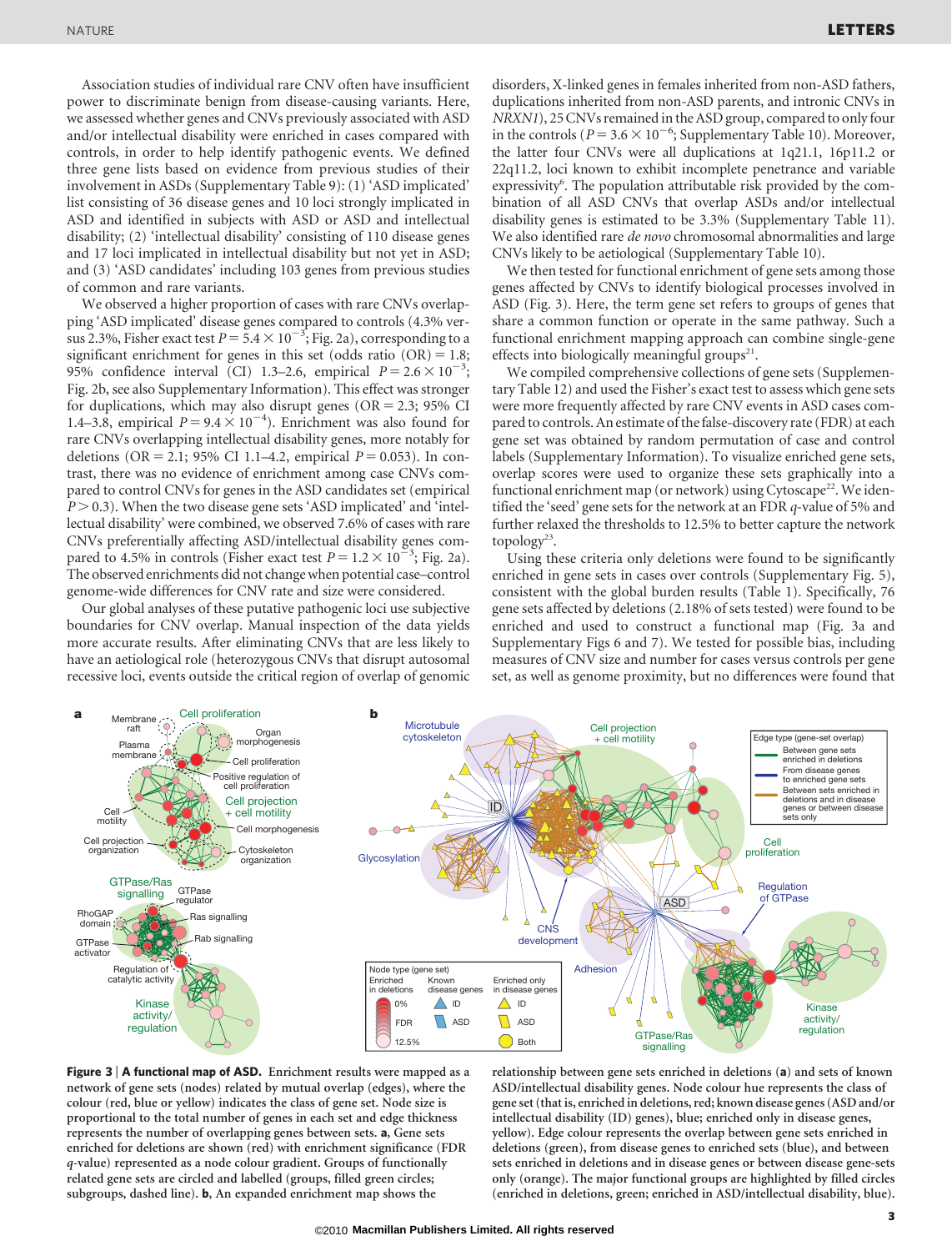Association studies of individual rare CNV often have insufficient power to discriminate benign from disease-causing variants. Here, we assessed whether genes and CNVs previously associated with ASD and/or intellectual disability were enriched in cases compared with controls, in order to help identify pathogenic events. We defined three gene lists based on evidence from previous studies of their involvement in ASDs (Supplementary Table 9): (1) 'ASD implicated' list consisting of 36 disease genes and 10 loci strongly implicated in ASD and identified in subjects with ASD or ASD and intellectual disability; (2) 'intellectual disability' consisting of 110 disease genes and 17 loci implicated in intellectual disability but not yet in ASD; and (3) 'ASD candidates' including 103 genes from previous studies of common and rare variants.

We observed a higher proportion of cases with rare CNVs overlapping 'ASD implicated' disease genes compared to controls (4.3% versus 2.3%, Fisher exact test $P = 5.4 \times 10^{-3}$; Fig. 2a), corresponding to a significant enrichment for genes in this set (odds ratio (OR) = 1.8; 95% confidence interval (CI) 1.3–2.6, empirical $P = 2.6 \times 10^{-3}$; Fig. 2b, see also Supplementary Information). This effect was stronger for duplications, which may also disrupt genes (OR = 2.3; 95% CI 1.4–3.8, empirical $P = 9.4 \times 10^{-4}$). Enrichment was also found for rare CNVs overlapping intellectual disability genes, more notably for deletions (OR = 2.1; 95% CI 1.1–4.2, empirical $P = 0.053$). In contrast, there was no evidence of enrichment among case CNVs compared to control CNVs for genes in the ASD candidates set (empirical $P > 0.3$). When the two disease gene sets 'ASD implicated' and 'intellectual disability' were combined, we observed 7.6% of cases with rare CNVs preferentially affecting ASD/intellectual disability genes compared to 4.5% in controls (Fisher exact test $P = 1.2 \times 10^{-3}$; Fig. 2a). The observed enrichments did not change when potential case–control genome-wide differences for CNV rate and size were considered.

Our global analyses of these putative pathogenic loci use subjective boundaries for CNV overlap. Manual inspection of the data yields more accurate results. After eliminating CNVs that are less likely to have an aetiological role (heterozygous CNVs that disrupt autosomal recessive loci, events outside the critical region of overlap of genomic disorders, X-linked genes in females inherited from non-ASD fathers, duplications inherited from non-ASD parents, and intronic CNVs in *NRXN1*), 25 CNVs remained in the ASD group, compared to only four in the controls ($P = 3.6 \times 10^{-6}$; Supplementary Table 10). Moreover, the latter four CNVs were all duplications at 1q21.1, 16p11.2 or 22q11.2, loci known to exhibit incomplete penetrance and variable expressivity[6]. The population attributable risk provided by the combination of all ASD CNVs that overlap ASDs and/or intellectual disability genes is estimated to be 3.3% (Supplementary Table 11). We also identified rare *de novo* chromosomal abnormalities and large CNVs likely to be aetiological (Supplementary Table 10).

We then tested for functional enrichment of gene sets among those genes affected by CNVs to identify biological processes involved in ASD (Fig. 3). Here, the term gene set refers to groups of genes that share a common function or operate in the same pathway. Such a functional enrichment mapping approach can combine single-gene effects into biologically meaningful groups[21].

We compiled comprehensive collections of gene sets (Supplementary Table 12) and used the Fisher's exact test to assess which gene sets were more frequently affected by rare CNV events in ASD cases compared to controls. An estimate of the false-discovery rate (FDR) at each gene set was obtained by random permutation of case and control labels (Supplementary Information). To visualize enriched gene sets, overlap scores were used to organize these sets graphically into a functional enrichment map (or network) using Cytoscape[22]. We identified the 'seed' gene sets for the network at an FDR $q$-value of 5% and further relaxed the thresholds to 12.5% to better capture the network topology[23].

Using these criteria only deletions were found to be significantly enriched in gene sets in cases over controls (Supplementary Fig. 5), consistent with the global burden results (Table 1). Specifically, 76 gene sets affected by deletions (2.18% of sets tested) were found to be enriched and used to construct a functional map (Fig. 3a and Supplementary Figs 6 and 7). We tested for possible bias, including measures of CNV size and number for cases versus controls per gene set, as well as genome proximity, but no differences were found that

**Figure 3 | A functional map of ASD.** Enrichment results were mapped as a network of gene sets (nodes) related by mutual overlap (edges), where the colour (red, blue or yellow) indicates the class of gene set. Node size is proportional to the total number of genes in each set and edge thickness represents the number of overlapping genes between sets. **a**, Gene sets enriched for deletions are shown (red) with enrichment significance (FDR $q$-value) represented as a node colour gradient. Groups of functionally related gene sets are circled and labelled (groups, filled green circles; subgroups, dashed line). **b**, An expanded enrichment map shows the relationship between gene sets enriched in deletions (**a**) and sets of known ASD/intellectual disability genes. Node colour hue represents the class of gene set (that is, enriched in deletions, red; known disease genes (ASD and/or intellectual disability (ID) genes), blue; enriched only in disease genes, yellow). Edge colour represents the overlap between gene sets enriched in deletions (green), from disease genes to enriched sets (blue), and between sets enriched in deletions and in disease genes or between disease gene-sets only (orange). The major functional groups are highlighted by filled circles (enriched in deletions, green; enriched in ASD/intellectual disability, blue).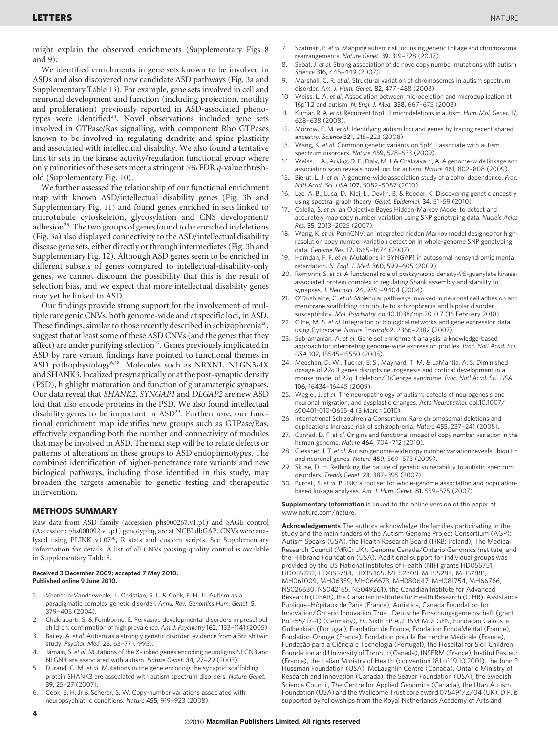might explain the observed enrichments (Supplementary Figs 8 and 9).

We identified enrichments in gene sets known to be involved in ASDs and also discovered new candidate ASD pathways (Fig. 3a and Supplementary Table 13). For example, gene sets involved in cell and neuronal development and function (including projection, motility and proliferation) previously reported in ASD-associated phenotypes were identified[24]. Novel observations included gene sets involved in GTPase/Ras signalling, with component Rho GTPases known to be involved in regulating dendrite and spine plasticity and associated with intellectual disability. We also found a tentative link to sets in the kinase activity/regulation functional group where only minorities of these sets meet a stringent 5% FDR *q*-value threshold (Supplementary Fig. 10).

We further assessed the relationship of our functional enrichment map with known ASD/intellectual disability genes (Fig. 3b and Supplementary Fig. 11) and found genes enriched in sets linked to microtubule cytoskeleton, glycosylation and CNS development/adhesion[25]. The two groups of genes found to be enriched in deletions (Fig. 3a) also displayed connectivity to the ASD/intellectual disability disease gene sets, either directly or through intermediates (Fig. 3b and Supplementary Fig. 12). Although ASD genes seem to be enriched in different subsets of genes compared to intellectual-disability-only genes, we cannot discount the possibility that this is the result of selection bias, and we expect that more intellectual disability genes may yet be linked to ASD.

Our findings provide strong support for the involvement of multiple rare genic CNVs, both genome-wide and at specific loci, in ASD. These findings, similar to those recently described in schizophrenia[26], suggest that at least some of these ASD CNVs (and the genes that they affect) are under purifying selection[27]. Genes previously implicated in ASD by rare variant findings have pointed to functional themes in ASD pathophysiology[6,28]. Molecules such as NRXN1, NLGN3/4X and SHANK3, localized presynaptically or at the post-synaptic density (PSD), highlight maturation and function of glutamatergic synapses. Our data reveal that *SHANK2*, *SYNGAP1* and *DLGAP2* are new ASD loci that also encode proteins in the PSD. We also found intellectual disability genes to be important in ASD[29]. Furthermore, our functional enrichment map identifies new groups such as GTPase/Ras, effectively expanding both the number and connectivity of modules that may be involved in ASD. The next step will be to relate defects or patterns of alterations in these groups to ASD endophenotypes. The combined identification of higher-penetrance rare variants and new biological pathways, including those identified in this study, may broaden the targets amenable to genetic testing and therapeutic intervention.

## METHODS SUMMARY

Raw data from ASD family (accession phs000267.v1.p1) and SAGE control (Accession: phs000092.v1.p1) genotyping are at NCBI dbGAP. CNVs were analysed using PLINK v1.07[30], R stats and custom scripts. See Supplementary Information for details. A list of all CNVs passing quality control is available in Supplementary Table 8.

**Received 3 December 2009; accepted 7 May 2010.**
**Published online 9 June 2010.**

1. Veenstra-Vanderweele, J., Christian, S. L. & Cook, E. H. Jr. Autism as a paradigmatic complex genetic disorder. *Annu. Rev. Genomics Hum. Genet.* **5**, 379–405 (2004).
2. Chakrabarti, S. & Fombonne, E. Pervasive developmental disorders in preschool children: confirmation of high prevalence. *Am. J. Psychiatry* **162**, 1133–1141 (2005).
3. Bailey, A. *et al.* Autism as a strongly genetic disorder: evidence from a British twin study. *Psychol. Med.* **25**, 63–77 (1995).
4. Jamain, S. *et al.* Mutations of the X-linked genes encoding neuroligins NLGN3 and NLGN4 are associated with autism. *Nature Genet.* **34**, 27–29 (2003).
5. Durand, C. M. *et al.* Mutations in the gene encoding the synaptic scaffolding protein SHANK3 are associated with autism spectrum disorders. *Nature Genet.* **39**, 25–27 (2007).
6. Cook, E. H. Jr & Scherer, S. W. Copy-number variations associated with neuropsychiatric conditions. *Nature* **455**, 919–923 (2008).
7. Szatmari, P. *et al.* Mapping autism risk loci using genetic linkage and chromosomal rearrangements. *Nature Genet.* **39**, 319–328 (2007).
8. Sebat, J. *et al.* Strong association of de novo copy number mutations with autism. *Science* **316**, 445–449 (2007).
9. Marshall, C. R. *et al.* Structural variation of chromosomes in autism spectrum disorder. *Am. J. Hum. Genet.* **82**, 477–488 (2008).
10. Weiss, L. A. *et al.* Association between microdeletion and microduplication at 16p11.2 and autism. *N. Engl. J. Med.* **358**, 667–675 (2008).
11. Kumar, R. A. *et al.* Recurrent 16p11.2 microdeletions in autism. *Hum. Mol. Genet.* **17**, 628–638 (2008).
12. Morrow, E. M. *et al.* Identifying autism loci and genes by tracing recent shared ancestry. *Science* **321**, 218–223 (2008).
13. Wang, K. *et al.* Common genetic variants on 5p14.1 associate with autism spectrum disorders. *Nature* **459**, 528–533 (2009).
14. Weiss, L. A., Arking, D. E., Daly, M. J. & Chakravarti, A. A genome-wide linkage and association scan reveals novel loci for autism. *Nature* **461**, 802–808 (2009).
15. Bierut, L. J. *et al.* A genome-wide association study of alcohol dependence. *Proc. Natl Acad. Sci. USA* **107**, 5082–5087 (2010).
16. Lee, A. B., Luca, D., Klei, L., Devlin, B. & Roeder, K. Discovering genetic ancestry using spectral graph theory. *Genet. Epidemiol.* **34**, 51–59 (2010).
17. Colella, S. *et al.* an Objective Bayes Hidden-Markov Model to detect and accurately map copy number variation using SNP genotyping data. *Nucleic Acids Res.* **35**, 2013–2025 (2007).
18. Wang, K. *et al.* PennCNV: an integrated hidden Markov model designed for high-resolution copy number variation detection in whole-genome SNP genotyping data. *Genome Res.* **17**, 1665–1674 (2007).
19. Hamdan, F. F. *et al.* Mutations in SYNGAP1 in autosomal nonsyndromic mental retardation. *N. Engl. J. Med.* **360**, 599–605 (2009).
20. Romorini, S. *et al.* A functional role of postsynaptic density-95-guanylate kinase-associated protein complex in regulating Shank assembly and stability to synapses. *J. Neurosci.* **24**, 9391–9404 (2004).
21. O'Dushlaine, C. *et al.* Molecular pathways involved in neuronal cell adhesion and membrane scaffolding contribute to schizophrenia and bipolar disorder susceptibility. *Mol. Psychiatry* doi:10.1038/mp.2010.7 (16 February 2010).
22. Cline, M. S. *et al.* Integration of biological networks and gene expression data using Cytoscape. *Nature Protocols* **2**, 2366–2382 (2007).
23. Subramanian, A. *et al.* Gene set enrichment analysis: a knowledge-based approach for interpreting genome-wide expression profiles. *Proc. Natl Acad. Sci. USA* **102**, 15545–15550 (2005).
24. Meechan, D. W., Tucker, E. S., Maynard, T. M. & LaMantia, A. S. Diminished dosage of 22q11 genes disrupts neurogenesis and cortical development in a mouse model of 22q11 deletion/DiGeorge syndrome. *Proc. Natl Acad. Sci. USA* **106**, 16434–16445 (2009).
25. Wegiel, J. *et al.* The neuropathology of autism: defects of neurogenesis and neuronal migration, and dysplastic changes. *Acta Neuropathol.* doi:10.1007/s00401-010-0655-4 (3 March 2010).
26. International Schizophrenia Consortium. Rare chromosomal deletions and duplications increase risk of schizophrenia. *Nature* **455**, 237–241 (2008).
27. Conrad, D. F. *et al.* Origins and functional impact of copy number variation in the human genome. *Nature* **464**, 704–712 (2010).
28. Glessner, J. T. *et al.* Autism genome-wide copy number variation reveals ubiquitin and neuronal genes. *Nature* **459**, 569–573 (2009).
29. Skuse, D. H. Rethinking the nature of genetic vulnerability to autistic spectrum disorders. *Trends Genet.* **23**, 387–395 (2007).
30. Purcell, S. *et al.* PLINK: a tool set for whole-genome association and population-based linkage analyses. *Am. J. Hum. Genet.* **81**, 559–575 (2007).

**Supplementary Information** is linked to the online version of the paper at www.nature.com/nature.

**Acknowledgements** The authors acknowledge the families participating in the study and the main funders of the Autism Genome Project Consortium (AGP): Autism Speaks (USA), the Health Research Board (HRB; Ireland), The Medical Research Council (MRC; UK), Genome Canada/Ontario Genomics Institute, and the Hilibrand Foundation (USA). Additional support for individual groups was provided by the US National Institutes of Health (NIH grants HD055751, HD055782, HD055784, HD35465, MH52708, MH55284, MH57881, MH061009, MH06359, MH066673, MH080647, MH081754, MH66766, NS026630, NS042165, NS049261), the Canadian Institute for Advanced Research (CIFAR), the Canadian Institutes for Health Research (CIHR), Assistance Publique–Hôpitaux de Paris (France), Autistica, Canada Foundation for Innovation/Ontario Innovation Trust, Deutsche Forschungsgemeinschaft (grant Po 255/17-4) (Germany), EC Sixth FP AUTISM MOLGEN, Fundação Calouste Gulbenkian (Portugal), Fondation de France, Fondation FondaMental (France), Fondation Orange (France), Fondation pour la Recherche Médicale (France), Fundação para a Ciência e Tecnologia (Portugal), the Hospital for Sick Children Foundation and University of Toronto (Canada), INSERM (France), Institut Pasteur (France), the Italian Ministry of Health (convention 181 of 19.10.2001), the John P Hussman Foundation (USA), McLaughlin Centre (Canada), Ontario Ministry of Research and Innovation (Canada), the Seaver Foundation (USA), the Swedish Science Council, The Centre for Applied Genomics (Canada), the Utah Autism Foundation (USA) and the Wellcome Trust core award 075491/Z/04 (UK). D.P. is supported by fellowships from the Royal Netherlands Academy of Arts and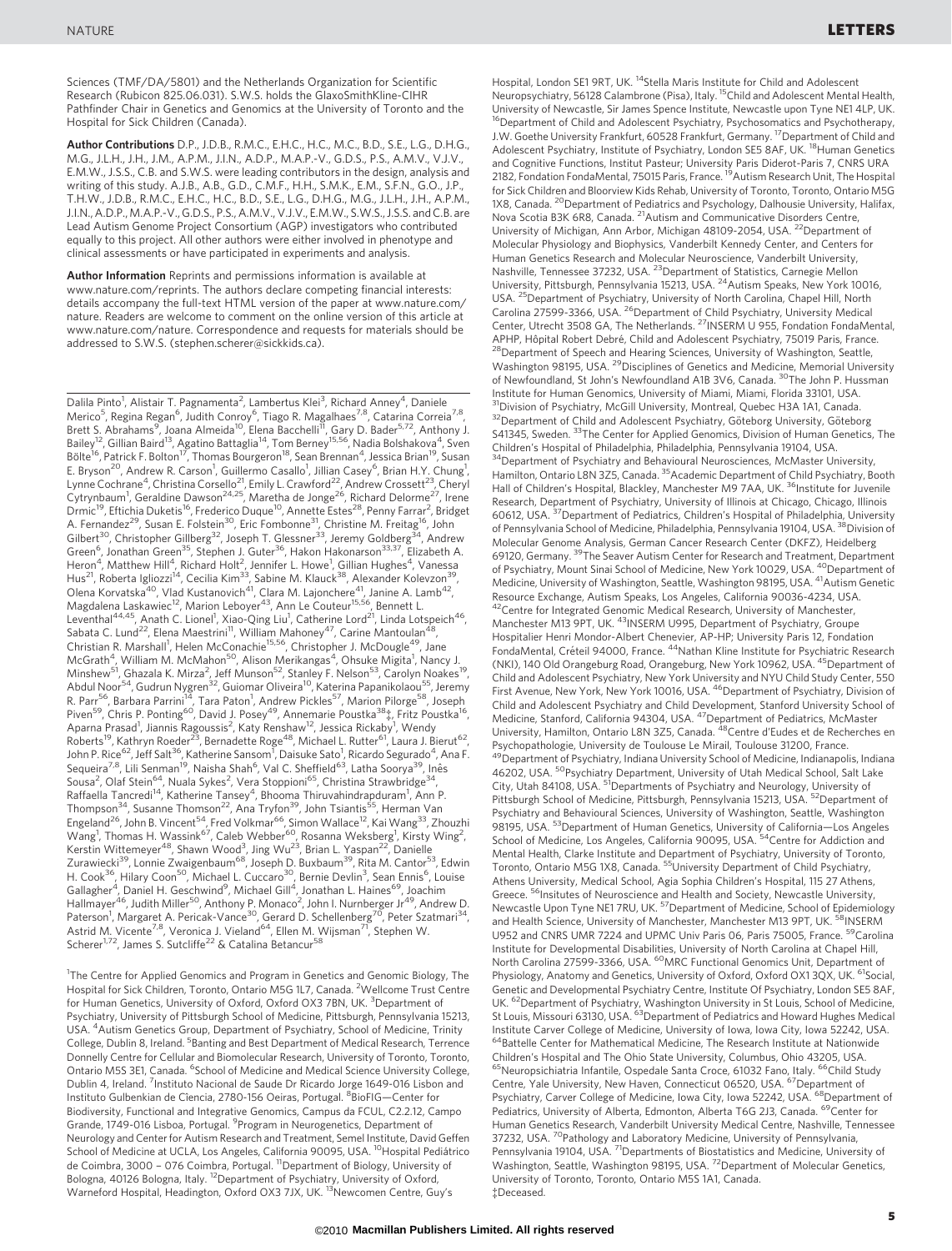Sciences (TMF/DA/5801) and the Netherlands Organization for Scientific Research (Rubicon 825.06.031). S.W.S. holds the GlaxoSmithKline-CIHR Pathfinder Chair in Genetics and Genomics at the University of Toronto and the Hospital for Sick Children (Canada).

**Author Contributions** D.P., J.D.B., R.M.C., E.H.C., H.C., M.C., B.D., S.E., L.G., D.H.G., M.G., J.L.H., J.H., J.M., A.P.M., J.I.N., A.D.P., M.A.P.-V., G.D.S., P.S., A.M.V., V.J.V., E.M.W., J.S.S., C.B. and S.W.S. were leading contributors in the design, analysis and writing of this study. A.J.B., A.B., G.D., C.M.F., H.H., S.M.K., E.M., S.F.N., G.O., J.P., T.H.W., J.D.B., R.M.C., E.H.C., H.C., B.D., S.E., L.G., D.H.G., M.G., J.L.H., J.H., A.P.M., J.I.N., A.D.P., M.A.P.-V., G.D.S., P.S., A.M.V., V.J.V., E.M.W., S.W.S., J.S.S. and C.B. are Lead Autism Genome Project Consortium (AGP) investigators who contributed equally to this project. All other authors were either involved in phenotype and clinical assessments or have participated in experiments and analysis.

**Author Information** Reprints and permissions information is available at www.nature.com/reprints. The authors declare competing financial interests: details accompany the full-text HTML version of the paper at www.nature.com/nature. Readers are welcome to comment on the online version of this article at www.nature.com/nature. Correspondence and requests for materials should be addressed to S.W.S. (stephen.scherer@sickkids.ca).

Dalila Pinto[1], Alistair T. Pagnamenta[2], Lambertus Klei[3], Richard Anney[4], Daniele Merico[5], Regina Regan[6], Judith Conroy[6], Tiago R. Magalhaes[7,8], Catarina Correia[7,8], Brett S. Abrahams[9], Joana Almeida[10], Elena Bacchelli[11], Gary D. Bader[5,72], Anthony J. Bailey[12], Gillian Baird[13], Agatino Battaglia[14], Tom Berney[15,56], Nadia Bolshakova[4], Sven Bölte[16], Patrick F. Bolton[17], Thomas Bourgeron[18], Sean Brennan[4], Jessica Brian[19], Susan E. Bryson[20], Andrew R. Carson[1], Guillermo Casallo[1], Jillian Casey[6], Brian H.Y. Chung[1], Lynne Cochrane[4], Christina Corsello[21], Emily L. Crawford[22], Andrew Crossett[23], Cheryl Cytrynbaum[1], Geraldine Dawson[24,25], Maretha de Jonge[26], Richard Delorme[27], Irene Drmic[19], Eftichia Duketis[16], Frederico Duque[10], Annette Estes[28], Penny Farrar[2], Bridget A. Fernandez[29], Susan E. Folstein[30], Eric Fombonne[31], Christine M. Freitag[16], John Gilbert[30], Christopher Gillberg[32], Joseph T. Glessner[33], Jeremy Goldberg[34], Andrew Green[6], Jonathan Green[35], Stephen J. Guter[36], Hakon Hakonarson[33,37], Elizabeth A. Heron[4], Matthew Hill[4], Richard Holt[2], Jennifer L. Howe[1], Gillian Hughes[4], Vanessa Hus[21], Roberta Igliozzi[14], Cecilia Kim[33], Sabine M. Klauck[38], Alexander Kolevzon[39], Olena Korvatska[40], Vlad Kustanovich[41], Clara M. Lajonchere[41], Janine A. Lamb[42], Magdalena Laskawiec[12], Marion Leboyer[43], Ann Le Couteur[15,56], Bennett L. Leventhal[44,45], Anath C. Lionel[1], Xiao-Qing Liu[1], Catherine Lord[21], Linda Lotspeich[46], Sabata C. Lund[22], Elena Maestrini[11], William Mahoney[47], Carine Mantoulan[48], Christian R. Marshall[1], Helen McConachie[15,56], Christopher J. McDougle[49], Jane McGrath[4], William M. McMahon[50], Alison Merikangas[4], Ohsuke Migita[1], Nancy J. Minshew[51], Ghazala K. Mirza[2], Jeff Munson[52], Stanley F. Nelson[53], Carolyn Noakes[19], Abdul Noor[54], Gudrun Nygren[32], Guiomar Oliveira[10], Katerina Papanikolaou[55], Jeremy R. Parr[56], Barbara Parrini[14], Tara Paton[1], Andrew Pickles[57], Marion Pilorge[58], Joseph Piven[59], Chris P. Ponting[60], David J. Posey[49], Annemarie Poustka[38]‡, Fritz Poustka[16], Aparna Prasad[1], Jiannis Ragoussis[2], Katy Renshaw[12], Jessica Rickaby[1], Wendy Roberts[19], Kathryn Roeder[23], Bernadette Roge[48], Michael L. Rutter[61], Laura J. Bierut[62], John P. Rice[62], Jeff Salt[36], Katherine Sansom[1], Daisuke Sato[1], Ricardo Segurado[4], Ana F. Sequeira[7,8], Lili Senman[19], Naisha Shah[6], Val C. Sheffield[63], Latha Soorya[39], Inês Sousa[2], Olaf Stein[64], Nuala Sykes[2], Vera Stoppioni[65], Christina Strawbridge[34], Raffaella Tancredi[14], Katherine Tansey[4], Bhooma Thiruvahindrapduram[1], Ann P. Thompson[34], Susanne Thomson[22], Ana Tryfon[39], John Tsiantis[55], Herman Van Engeland[26], John B. Vincent[54], Fred Volkmar[66], Simon Wallace[12], Kai Wang[33], Zhouzhi Wang[1], Thomas H. Wassink[67], Caleb Webber[60], Rosanna Weksberg[1], Kirsty Wing[2], Kerstin Wittemeyer[48], Shawn Wood[3], Jing Wu[23], Brian L. Yaspan[22], Danielle Zurawiecki[39], Lonnie Zwaigenbaum[68], Joseph D. Buxbaum[39], Rita M. Cantor[53], Edwin H. Cook[36], Hilary Coon[50], Michael L. Cuccaro[30], Bernie Devlin[3], Sean Ennis[6], Louise Gallagher[4], Daniel H. Geschwind[9], Michael Gill[4], Jonathan L. Haines[69], Joachim Hallmayer[46], Judith Miller[50], Anthony P. Monaco[2], John I. Nurnberger Jr[49], Andrew D. Paterson[1], Margaret A. Pericak-Vance[30], Gerard D. Schellenberg[70], Peter Szatmari[34], Astrid M. Vicente[7,8], Veronica J. Vieland[64], Ellen M. Wijsman[71], Stephen W. Scherer[1,72], James S. Sutcliffe[22] & Catalina Betancur[58]

[1]The Centre for Applied Genomics and Program in Genetics and Genomic Biology, The Hospital for Sick Children, Toronto, Ontario M5G 1L7, Canada. [2]Wellcome Trust Centre for Human Genetics, University of Oxford, Oxford OX3 7BN, UK. [3]Department of Psychiatry, University of Pittsburgh School of Medicine, Pittsburgh, Pennsylvania 15213, USA. [4]Autism Genetics Group, Department of Psychiatry, School of Medicine, Trinity College, Dublin 8, Ireland. [5]Banting and Best Department of Medical Research, Terrence Donnelly Centre for Cellular and Biomolecular Research, University of Toronto, Toronto, Ontario M5S 3E1, Canada. [6]School of Medicine and Medical Science University College, Dublin 4, Ireland. [7]Instituto Nacional de Saude Dr Ricardo Jorge 1649-016 Lisbon and Instituto Gulbenkian de Cîencia, 2780-156 Oeiras, Portugal. [8]BioFIG—Center for Biodiversity, Functional and Integrative Genomics, Campus da FCUL, C2.2.12, Campo Grande, 1749-016 Lisboa, Portugal. [9]Program in Neurogenetics, Department of Neurology and Center for Autism Research and Treatment, Semel Institute, David Geffen School of Medicine at UCLA, Los Angeles, California 90095, USA. [10]Hospital Pediátrico de Coimbra, 3000 – 076 Coimbra, Portugal. [11]Department of Biology, University of Bologna, 40126 Bologna, Italy. [12]Department of Psychiatry, University of Oxford, Warneford Hospital, Headington, Oxford OX3 7JX, UK. [13]Newcomen Centre, Guy's Hospital, London SE1 9RT, UK. [14]Stella Maris Institute for Child and Adolescent Neuropsychiatry, 56128 Calambrone (Pisa), Italy. [15]Child and Adolescent Mental Health, University of Newcastle, Sir James Spence Institute, Newcastle upon Tyne NE1 4LP, UK. [16]Department of Child and Adolescent Psychiatry, Psychosomatics and Psychotherapy, J.W. Goethe University Frankfurt, 60528 Frankfurt, Germany. [17]Department of Child and Adolescent Psychiatry, Institute of Psychiatry, London SE5 8AF, UK. [18]Human Genetics and Cognitive Functions, Institut Pasteur; University Paris Diderot-Paris 7, CNRS URA 2182, Fondation FondaMental, 75015 Paris, France. [19]Autism Research Unit, The Hospital for Sick Children and Bloorview Kids Rehab, University of Toronto, Toronto, Ontario M5G 1X8, Canada. [20]Department of Pediatrics and Psychology, Dalhousie University, Halifax, Nova Scotia B3K 6R8, Canada. [21]Autism and Communicative Disorders Centre, University of Michigan, Ann Arbor, Michigan 48109-2054, USA. [22]Department of Molecular Physiology and Biophysics, Vanderbilt Kennedy Center, and Centers for Human Genetics Research and Molecular Neuroscience, Vanderbilt University, Nashville, Tennessee 37232, USA. [23]Department of Statistics, Carnegie Mellon University, Pittsburgh, Pennsylvania 15213, USA. [24]Autism Speaks, New York 10016, USA. [25]Department of Psychiatry, University of North Carolina, Chapel Hill, North Carolina 27599-3366, USA. [26]Department of Child Psychiatry, University Medical Center, Utrecht 3508 GA, The Netherlands. [27]INSERM U 955, Fondation FondaMental, APHP, Hôpital Robert Debré, Child and Adolescent Psychiatry, 75019 Paris, France. [28]Department of Speech and Hearing Sciences, University of Washington, Seattle, Washington 98195, USA. [29]Disciplines of Genetics and Medicine, Memorial University of Newfoundland, St John's Newfoundland A1B 3V6, Canada. [30]The John P. Hussman Institute for Human Genomics, University of Miami, Miami, Florida 33101, USA. [31]Division of Psychiatry, McGill University, Montreal, Quebec H3A 1A1, Canada. [32]Department of Child and Adolescent Psychiatry, Göteborg University, Göteborg S41345, Sweden. [33]The Center for Applied Genomics, Division of Human Genetics, The Children's Hospital of Philadelphia, Philadelphia, Pennsylvania 19104, USA. [34]Department of Psychiatry and Behavioural Neurosciences, McMaster University, Hamilton, Ontario L8N 3Z5, Canada. [35]Academic Department of Child Psychiatry, Booth Hall of Children's Hospital, Blackley, Manchester M9 7AA, UK. [36]Institute for Juvenile Research, Department of Psychiatry, University of Illinois at Chicago, Chicago, Illinois 60612, USA. [37]Department of Pediatrics, Children's Hospital of Philadelphia, University of Pennsylvania School of Medicine, Philadelphia, Pennsylvania 19104, USA. [38]Division of Molecular Genome Analysis, German Cancer Research Center (DKFZ), Heidelberg 69120, Germany. [39]The Seaver Autism Center for Research and Treatment, Department of Psychiatry, Mount Sinai School of Medicine, New York 10029, USA. [40]Department of Medicine, University of Washington, Seattle, Washington 98195, USA. [41]Autism Genetic Resource Exchange, Autism Speaks, Los Angeles, California 90036-4234, USA. [42]Centre for Integrated Genomic Medical Research, University of Manchester, Manchester M13 9PT, UK. [43]INSERM U995, Department of Psychiatry, Groupe Hospitalier Henri Mondor-Albert Chenevier, AP-HP; University Paris 12, Fondation FondaMental, Créteil 94000, France. [44]Nathan Kline Institute for Psychiatric Research (NKI), 140 Old Orangeburg Road, Orangeburg, New York 10962, USA. [45]Department of Child and Adolescent Psychiatry, New York University and NYU Child Study Center, 550 First Avenue, New York, New York 10016, USA. [46]Department of Psychiatry, Division of Child and Adolescent Psychiatry and Child Development, Stanford University School of Medicine, Stanford, California 94304, USA. [47]Department of Pediatrics, McMaster University, Hamilton, Ontario L8N 3Z5, Canada. [48]Centre d'Eudes et de Recherches en Psychopathologie, University de Toulouse Le Mirail, Toulouse 31200, France. [49]Department of Psychiatry, Indiana University School of Medicine, Indianapolis, Indiana 46202, USA. [50]Psychiatry Department, University of Utah Medical School, Salt Lake City, Utah 84108, USA. [51]Departments of Psychiatry and Neurology, University of Pittsburgh School of Medicine, Pittsburgh, Pennsylvania 15213, USA. [52]Department of Psychiatry and Behavioural Sciences, University of Washington, Seattle, Washington 98195, USA. [53]Department of Human Genetics, University of California—Los Angeles School of Medicine, Los Angeles, California 90095, USA. [54]Centre for Addiction and Mental Health, Clarke Institute and Department of Psychiatry, University of Toronto, Toronto, Ontario M5G 1X8, Canada. [55]University Department of Child Psychiatry, Athens University, Medical School, Agia Sophia Children's Hospital, 115 27 Athens, Greece. [56]Insitutes of Neuroscience and Health and Society, Newcastle University, Newcastle Upon Tyne NE1 7RU, UK. [57]Department of Medicine, School of Epidemiology and Health Science, University of Manchester, Manchester M13 9PT, UK. [58]INSERM U952 and CNRS UMR 7224 and UPMC Univ Paris 06, Paris 75005, France. [59]Carolina Institute for Developmental Disabilities, University of North Carolina at Chapel Hill, North Carolina 27599-3366, USA. [60]MRC Functional Genomics Unit, Department of Physiology, Anatomy and Genetics, University of Oxford, Oxford OX1 3QX, UK. [61]Social, Genetic and Developmental Psychiatry Centre, Institute Of Psychiatry, London SE5 8AF, UK. [62]Department of Psychiatry, Washington University in St Louis, School of Medicine, St Louis, Missouri 63130, USA. [63]Department of Pediatrics and Howard Hughes Medical Institute Carver College of Medicine, University of Iowa, Iowa City, Iowa 52242, USA. [64]Battelle Center for Mathematical Medicine, The Research Institute at Nationwide Children's Hospital and The Ohio State University, Columbus, Ohio 43205, USA. [65]Neuropsichiatria Infantile, Ospedale Santa Croce, 61032 Fano, Italy. [66]Child Study Centre, Yale University, New Haven, Connecticut 06520, USA. [67]Department of Psychiatry, Carver College of Medicine, Iowa City, Iowa 52242, USA. [68]Department of Pediatrics, University of Alberta, Edmonton, Alberta T6G 2J3, Canada. [69]Center for Human Genetics Research, Vanderbilt University Medical Centre, Nashville, Tennessee 37232, USA. [70]Pathology and Laboratory Medicine, University of Pennsylvania, Pennsylvania 19104, USA. [71]Departments of Biostatistics and Medicine, University of Washington, Seattle, Washington 98195, USA. [72]Department of Molecular Genetics, University of Toronto, Toronto, Ontario M5S 1A1, Canada.
‡Deceased.